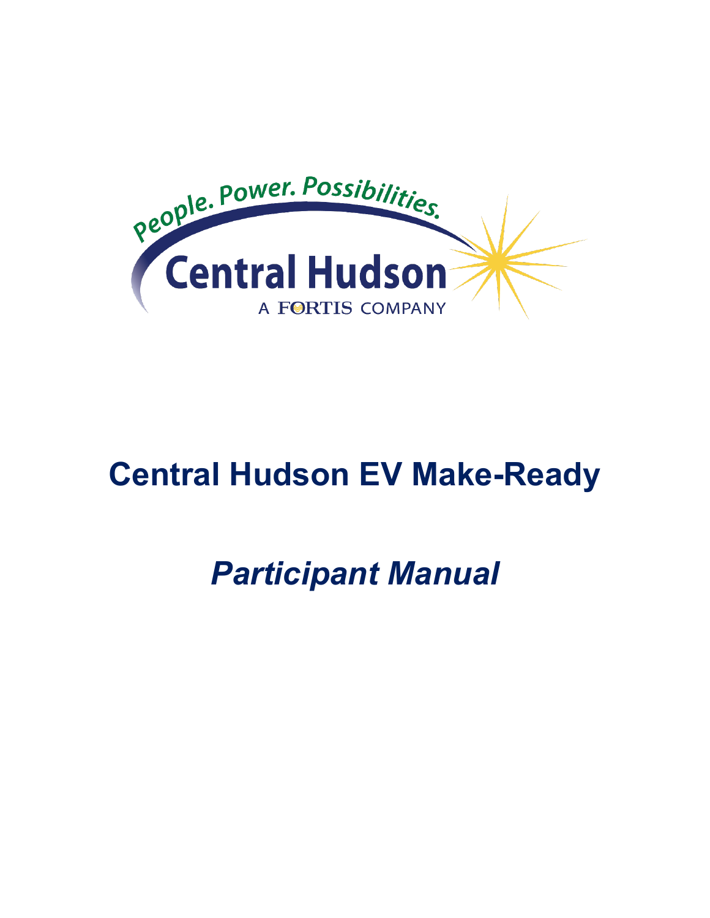# Central Hudson EV Make-Ready

## *Participant Manual*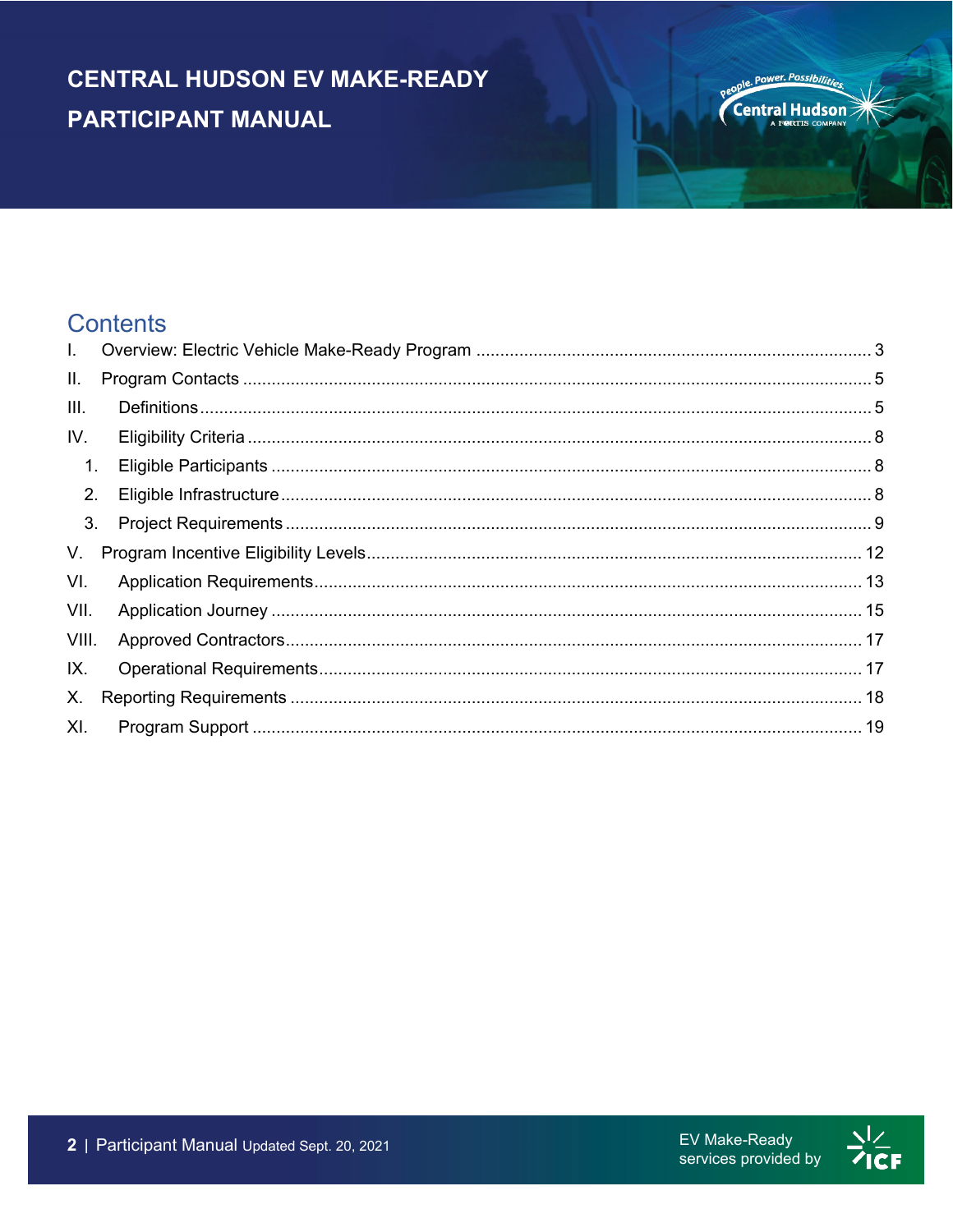# CENTRAL HUDSON EV MAKE-READY PARTICIPANT MANUAL

## Contents

I. Overview: Electric Vehicle Make-Ready Program .......... 3
II. Program Contacts .......... 5
III. Definitions .......... 5
IV. Eligibility Criteria .......... 8
1. Eligible Participants .......... 8
2. Eligible Infrastructure .......... 8
3. Project Requirements .......... 9
V. Program Incentive Eligibility Levels .......... 12
VI. Application Requirements .......... 13
VII. Application Journey .......... 15
VIII. Approved Contractors .......... 17
IX. Operational Requirements .......... 17
X. Reporting Requirements .......... 18
XI. Program Support .......... 19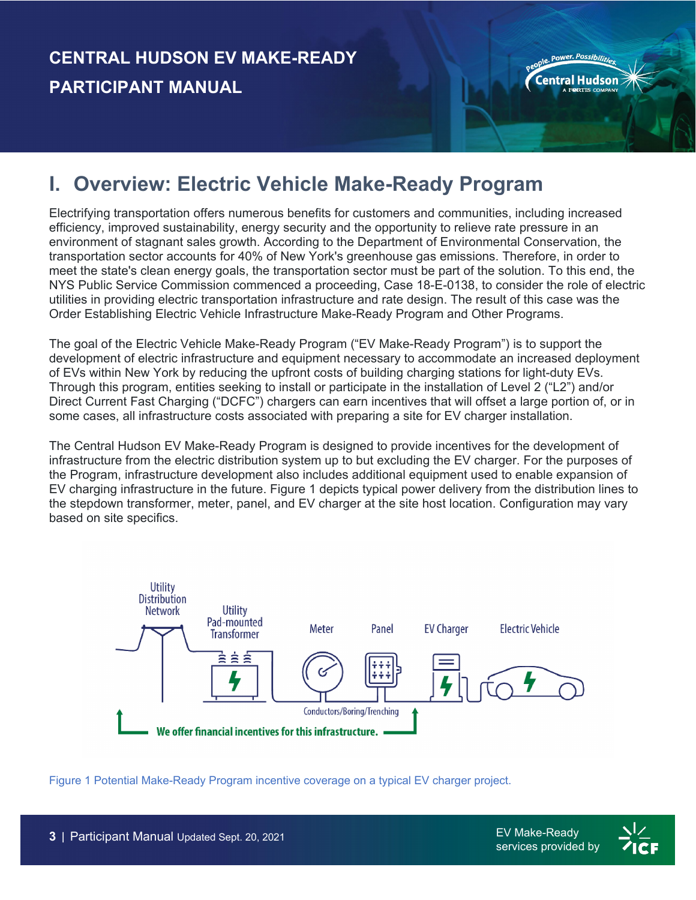# CENTRAL HUDSON EV MAKE-READY PARTICIPANT MANUAL

## I. Overview: Electric Vehicle Make-Ready Program

Electrifying transportation offers numerous benefits for customers and communities, including increased efficiency, improved sustainability, energy security and the opportunity to relieve rate pressure in an environment of stagnant sales growth. According to the Department of Environmental Conservation, the transportation sector accounts for 40% of New York's greenhouse gas emissions. Therefore, in order to meet the state's clean energy goals, the transportation sector must be part of the solution. To this end, the NYS Public Service Commission commenced a proceeding, Case 18-E-0138, to consider the role of electric utilities in providing electric transportation infrastructure and rate design. The result of this case was the Order Establishing Electric Vehicle Infrastructure Make-Ready Program and Other Programs.

The goal of the Electric Vehicle Make-Ready Program ("EV Make-Ready Program") is to support the development of electric infrastructure and equipment necessary to accommodate an increased deployment of EVs within New York by reducing the upfront costs of building charging stations for light-duty EVs. Through this program, entities seeking to install or participate in the installation of Level 2 ("L2") and/or Direct Current Fast Charging ("DCFC") chargers can earn incentives that will offset a large portion of, or in some cases, all infrastructure costs associated with preparing a site for EV charger installation.

The Central Hudson EV Make-Ready Program is designed to provide incentives for the development of infrastructure from the electric distribution system up to but excluding the EV charger. For the purposes of the Program, infrastructure development also includes additional equipment used to enable expansion of EV charging infrastructure in the future. Figure 1 depicts typical power delivery from the distribution lines to the stepdown transformer, meter, panel, and EV charger at the site host location. Configuration may vary based on site specifics.

Utility Distribution Network — Utility Pad-mounted Transformer — Meter — Panel — EV Charger — Electric Vehicle

Conductors/Boring/Trenching

We offer financial incentives for this infrastructure.

Figure 1 Potential Make-Ready Program incentive coverage on a typical EV charger project.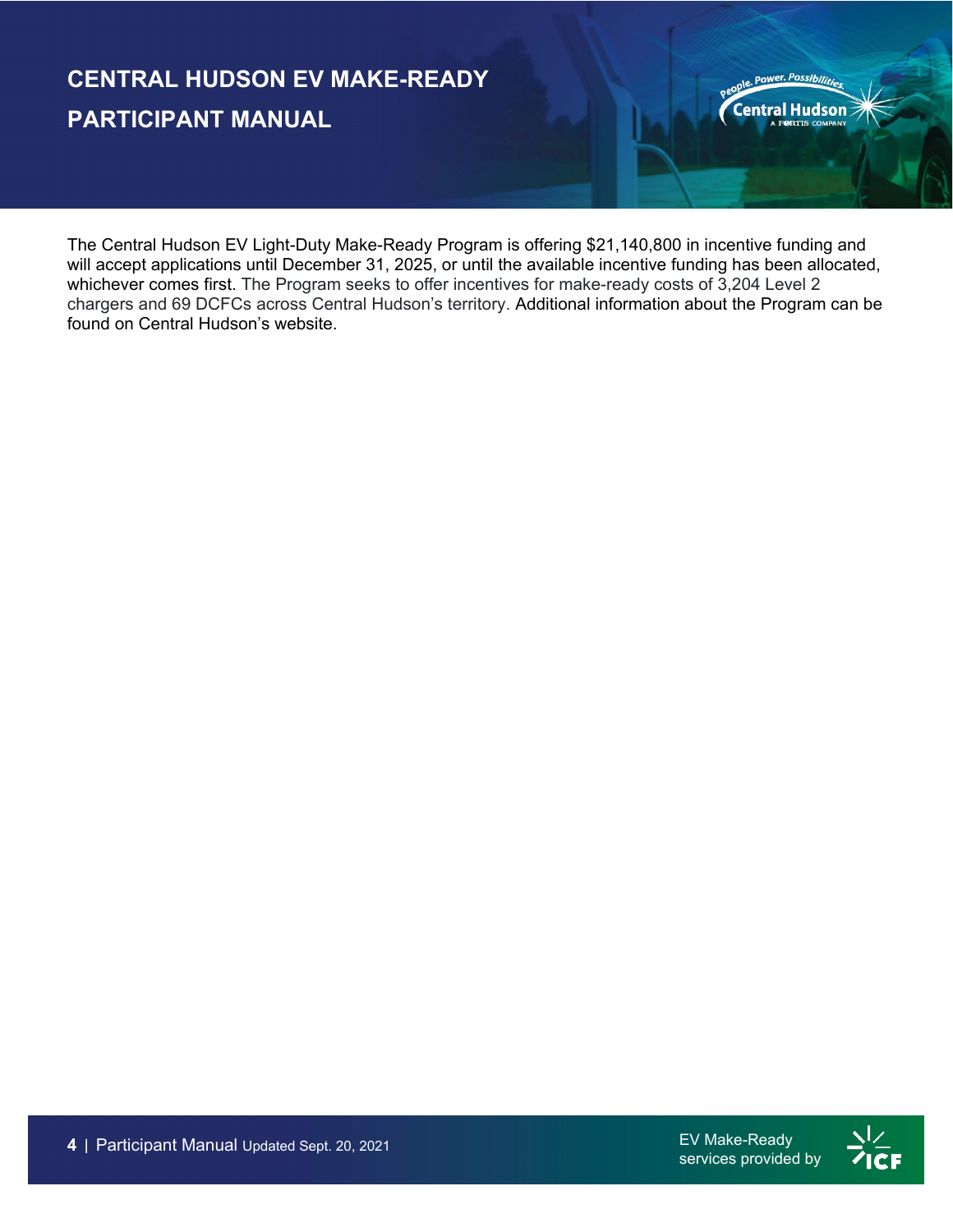The Central Hudson EV Light-Duty Make-Ready Program is offering $21,140,800 in incentive funding and will accept applications until December 31, 2025, or until the available incentive funding has been allocated, whichever comes first. The Program seeks to offer incentives for make-ready costs of 3,204 Level 2 chargers and 69 DCFCs across Central Hudson's territory. Additional information about the Program can be found on Central Hudson's website.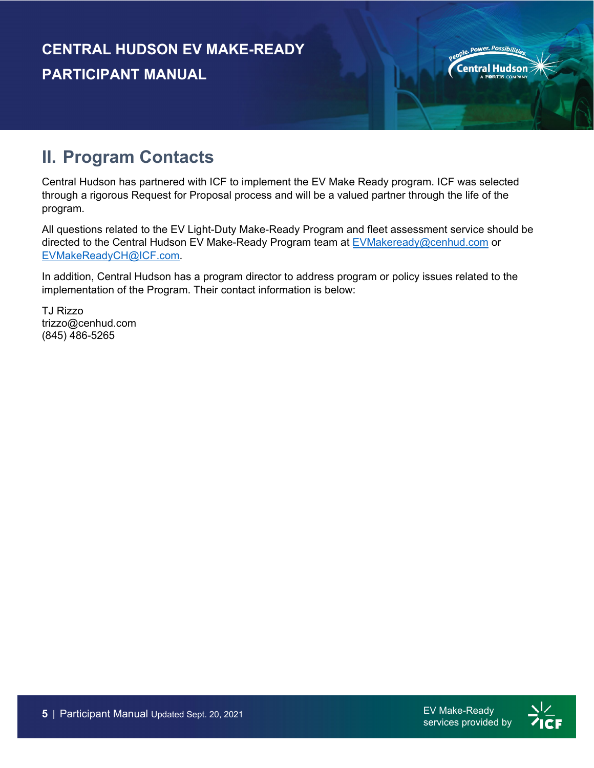## II. Program Contacts

Central Hudson has partnered with ICF to implement the EV Make Ready program. ICF was selected through a rigorous Request for Proposal process and will be a valued partner through the life of the program.

All questions related to the EV Light-Duty Make-Ready Program and fleet assessment service should be directed to the Central Hudson EV Make-Ready Program team at EVMakeready@cenhud.com or EVMakeReadyCH@ICF.com.

In addition, Central Hudson has a program director to address program or policy issues related to the implementation of the Program. Their contact information is below:

TJ Rizzo
trizzo@cenhud.com
(845) 486-5265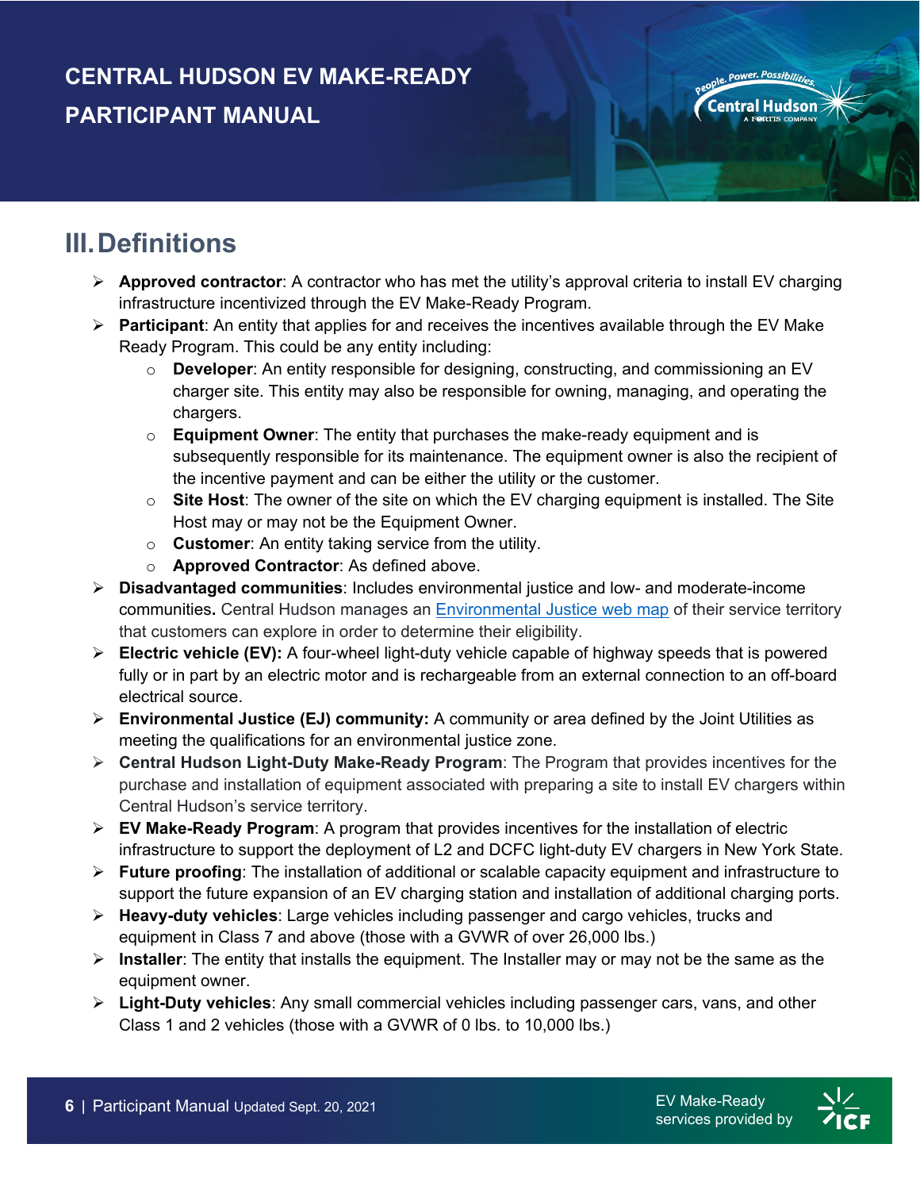## III. Definitions

- **Approved contractor**: A contractor who has met the utility's approval criteria to install EV charging infrastructure incentivized through the EV Make-Ready Program.
- **Participant**: An entity that applies for and receives the incentives available through the EV Make Ready Program. This could be any entity including:
  - **Developer**: An entity responsible for designing, constructing, and commissioning an EV charger site. This entity may also be responsible for owning, managing, and operating the chargers.
  - **Equipment Owner**: The entity that purchases the make-ready equipment and is subsequently responsible for its maintenance. The equipment owner is also the recipient of the incentive payment and can be either the utility or the customer.
  - **Site Host**: The owner of the site on which the EV charging equipment is installed. The Site Host may or may not be the Equipment Owner.
  - **Customer**: An entity taking service from the utility.
  - **Approved Contractor**: As defined above.
- **Disadvantaged communities**: Includes environmental justice and low- and moderate-income communities**.** Central Hudson manages an Environmental Justice web map of their service territory that customers can explore in order to determine their eligibility.
- **Electric vehicle (EV):** A four-wheel light-duty vehicle capable of highway speeds that is powered fully or in part by an electric motor and is rechargeable from an external connection to an off-board electrical source.
- **Environmental Justice (EJ) community:** A community or area defined by the Joint Utilities as meeting the qualifications for an environmental justice zone.
- **Central Hudson Light-Duty Make-Ready Program**: The Program that provides incentives for the purchase and installation of equipment associated with preparing a site to install EV chargers within Central Hudson's service territory.
- **EV Make-Ready Program**: A program that provides incentives for the installation of electric infrastructure to support the deployment of L2 and DCFC light-duty EV chargers in New York State.
- **Future proofing**: The installation of additional or scalable capacity equipment and infrastructure to support the future expansion of an EV charging station and installation of additional charging ports.
- **Heavy-duty vehicles**: Large vehicles including passenger and cargo vehicles, trucks and equipment in Class 7 and above (those with a GVWR of over 26,000 lbs.)
- **Installer**: The entity that installs the equipment. The Installer may or may not be the same as the equipment owner.
- **Light-Duty vehicles**: Any small commercial vehicles including passenger cars, vans, and other Class 1 and 2 vehicles (those with a GVWR of 0 lbs. to 10,000 lbs.)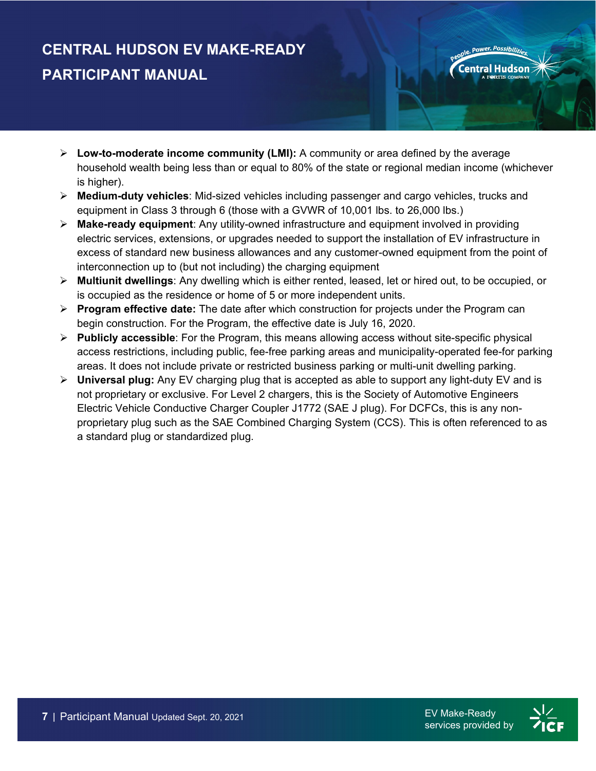- **Low-to-moderate income community (LMI):** A community or area defined by the average household wealth being less than or equal to 80% of the state or regional median income (whichever is higher).
- **Medium-duty vehicles**: Mid-sized vehicles including passenger and cargo vehicles, trucks and equipment in Class 3 through 6 (those with a GVWR of 10,001 lbs. to 26,000 lbs.)
- **Make-ready equipment**: Any utility-owned infrastructure and equipment involved in providing electric services, extensions, or upgrades needed to support the installation of EV infrastructure in excess of standard new business allowances and any customer-owned equipment from the point of interconnection up to (but not including) the charging equipment
- **Multiunit dwellings**: Any dwelling which is either rented, leased, let or hired out, to be occupied, or is occupied as the residence or home of 5 or more independent units.
- **Program effective date:** The date after which construction for projects under the Program can begin construction. For the Program, the effective date is July 16, 2020.
- **Publicly accessible**: For the Program, this means allowing access without site-specific physical access restrictions, including public, fee-free parking areas and municipality-operated fee-for parking areas. It does not include private or restricted business parking or multi-unit dwelling parking.
- **Universal plug:** Any EV charging plug that is accepted as able to support any light-duty EV and is not proprietary or exclusive. For Level 2 chargers, this is the Society of Automotive Engineers Electric Vehicle Conductive Charger Coupler J1772 (SAE J plug). For DCFCs, this is any non-proprietary plug such as the SAE Combined Charging System (CCS). This is often referenced to as a standard plug or standardized plug.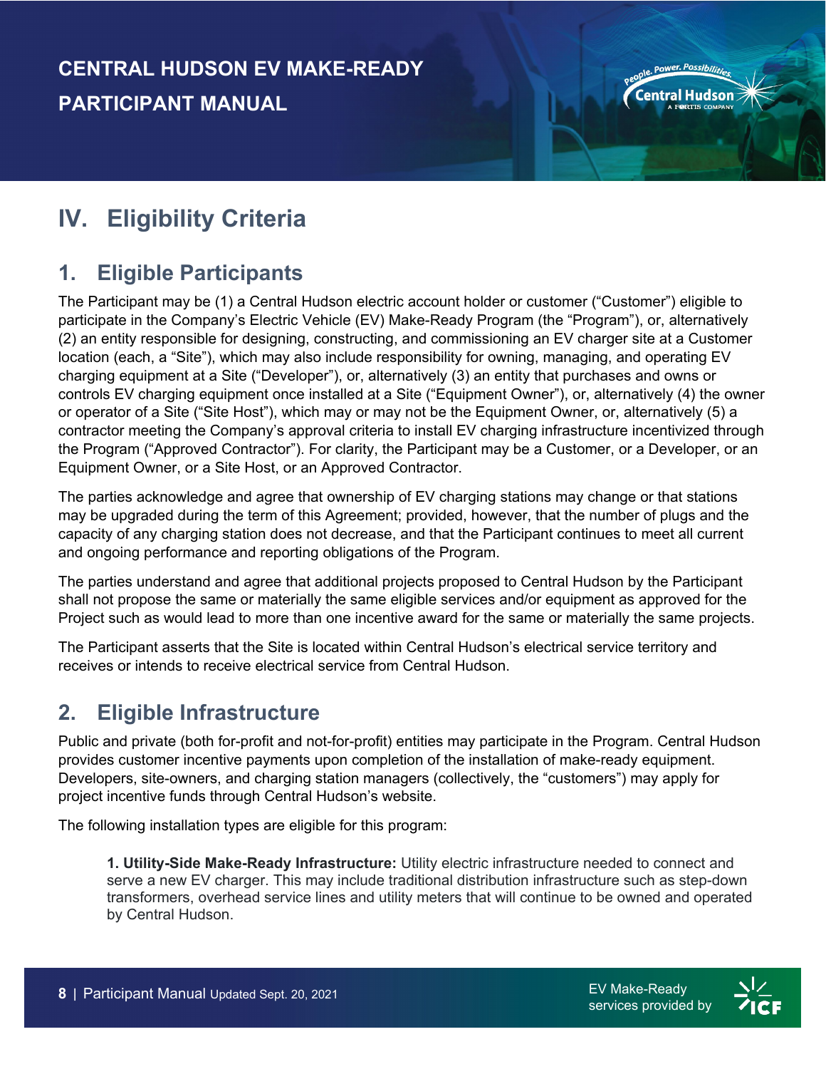# IV. Eligibility Criteria

## 1. Eligible Participants

The Participant may be (1) a Central Hudson electric account holder or customer ("Customer") eligible to participate in the Company's Electric Vehicle (EV) Make-Ready Program (the "Program"), or, alternatively (2) an entity responsible for designing, constructing, and commissioning an EV charger site at a Customer location (each, a "Site"), which may also include responsibility for owning, managing, and operating EV charging equipment at a Site ("Developer"), or, alternatively (3) an entity that purchases and owns or controls EV charging equipment once installed at a Site ("Equipment Owner"), or, alternatively (4) the owner or operator of a Site ("Site Host"), which may or may not be the Equipment Owner, or, alternatively (5) a contractor meeting the Company's approval criteria to install EV charging infrastructure incentivized through the Program ("Approved Contractor"). For clarity, the Participant may be a Customer, or a Developer, or an Equipment Owner, or a Site Host, or an Approved Contractor.

The parties acknowledge and agree that ownership of EV charging stations may change or that stations may be upgraded during the term of this Agreement; provided, however, that the number of plugs and the capacity of any charging station does not decrease, and that the Participant continues to meet all current and ongoing performance and reporting obligations of the Program.

The parties understand and agree that additional projects proposed to Central Hudson by the Participant shall not propose the same or materially the same eligible services and/or equipment as approved for the Project such as would lead to more than one incentive award for the same or materially the same projects.

The Participant asserts that the Site is located within Central Hudson's electrical service territory and receives or intends to receive electrical service from Central Hudson.

## 2. Eligible Infrastructure

Public and private (both for-profit and not-for-profit) entities may participate in the Program. Central Hudson provides customer incentive payments upon completion of the installation of make-ready equipment. Developers, site-owners, and charging station managers (collectively, the "customers") may apply for project incentive funds through Central Hudson's website.

The following installation types are eligible for this program:

> **1. Utility-Side Make-Ready Infrastructure:** Utility electric infrastructure needed to connect and serve a new EV charger. This may include traditional distribution infrastructure such as step-down transformers, overhead service lines and utility meters that will continue to be owned and operated by Central Hudson.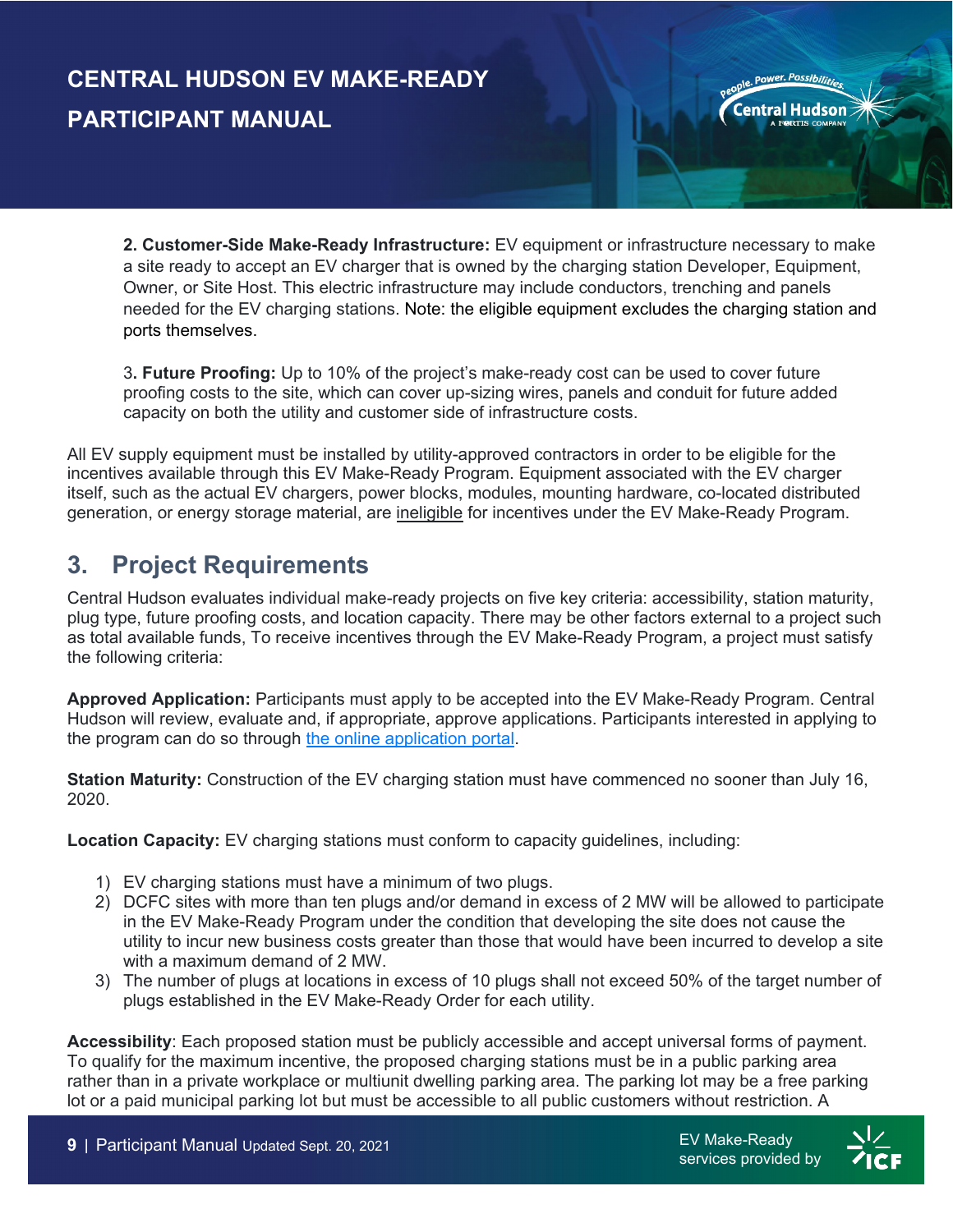2. **Customer-Side Make-Ready Infrastructure:** EV equipment or infrastructure necessary to make a site ready to accept an EV charger that is owned by the charging station Developer, Equipment, Owner, or Site Host. This electric infrastructure may include conductors, trenching and panels needed for the EV charging stations. Note: the eligible equipment excludes the charging station and ports themselves.

3**. Future Proofing:** Up to 10% of the project's make-ready cost can be used to cover future proofing costs to the site, which can cover up-sizing wires, panels and conduit for future added capacity on both the utility and customer side of infrastructure costs.

All EV supply equipment must be installed by utility-approved contractors in order to be eligible for the incentives available through this EV Make-Ready Program. Equipment associated with the EV charger itself, such as the actual EV chargers, power blocks, modules, mounting hardware, co-located distributed generation, or energy storage material, are ineligible for incentives under the EV Make-Ready Program.

## 3. Project Requirements

Central Hudson evaluates individual make-ready projects on five key criteria: accessibility, station maturity, plug type, future proofing costs, and location capacity. There may be other factors external to a project such as total available funds, To receive incentives through the EV Make-Ready Program, a project must satisfy the following criteria:

**Approved Application:** Participants must apply to be accepted into the EV Make-Ready Program. Central Hudson will review, evaluate and, if appropriate, approve applications. Participants interested in applying to the program can do so through the online application portal.

**Station Maturity:** Construction of the EV charging station must have commenced no sooner than July 16, 2020.

**Location Capacity:** EV charging stations must conform to capacity guidelines, including:

1) EV charging stations must have a minimum of two plugs.
2) DCFC sites with more than ten plugs and/or demand in excess of 2 MW will be allowed to participate in the EV Make-Ready Program under the condition that developing the site does not cause the utility to incur new business costs greater than those that would have been incurred to develop a site with a maximum demand of 2 MW.
3) The number of plugs at locations in excess of 10 plugs shall not exceed 50% of the target number of plugs established in the EV Make-Ready Order for each utility.

**Accessibility**: Each proposed station must be publicly accessible and accept universal forms of payment. To qualify for the maximum incentive, the proposed charging stations must be in a public parking area rather than in a private workplace or multiunit dwelling parking area. The parking lot may be a free parking lot or a paid municipal parking lot but must be accessible to all public customers without restriction. A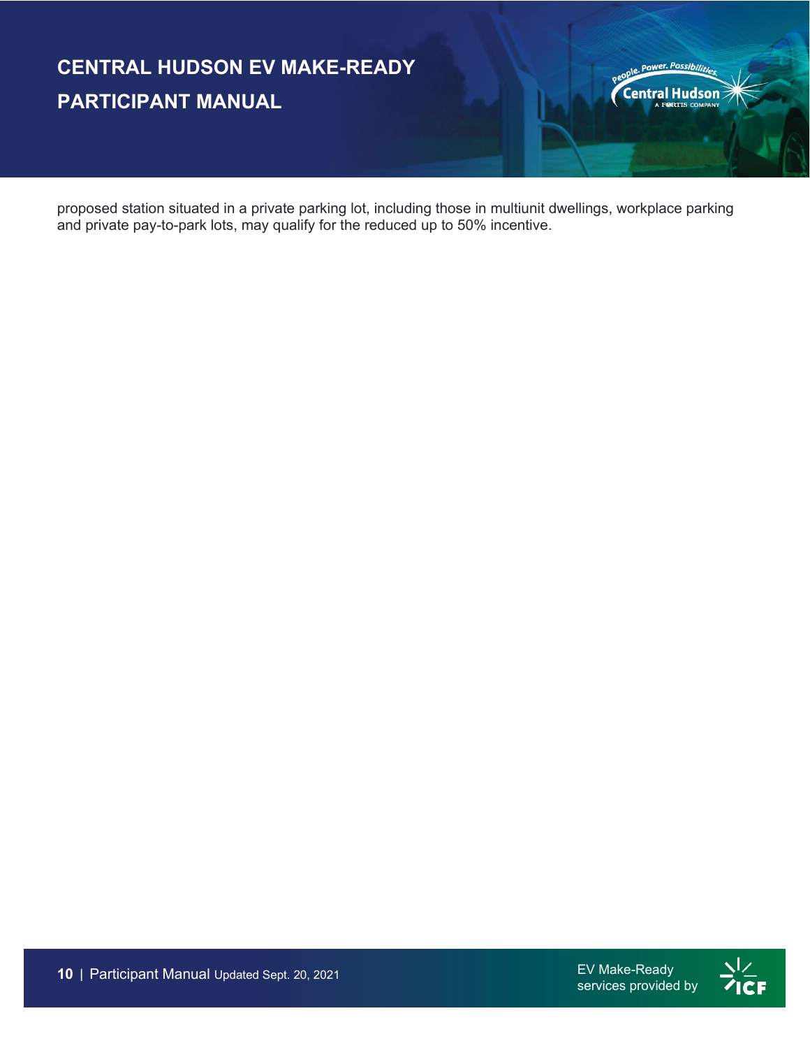proposed station situated in a private parking lot, including those in multiunit dwellings, workplace parking and private pay-to-park lots, may qualify for the reduced up to 50% incentive.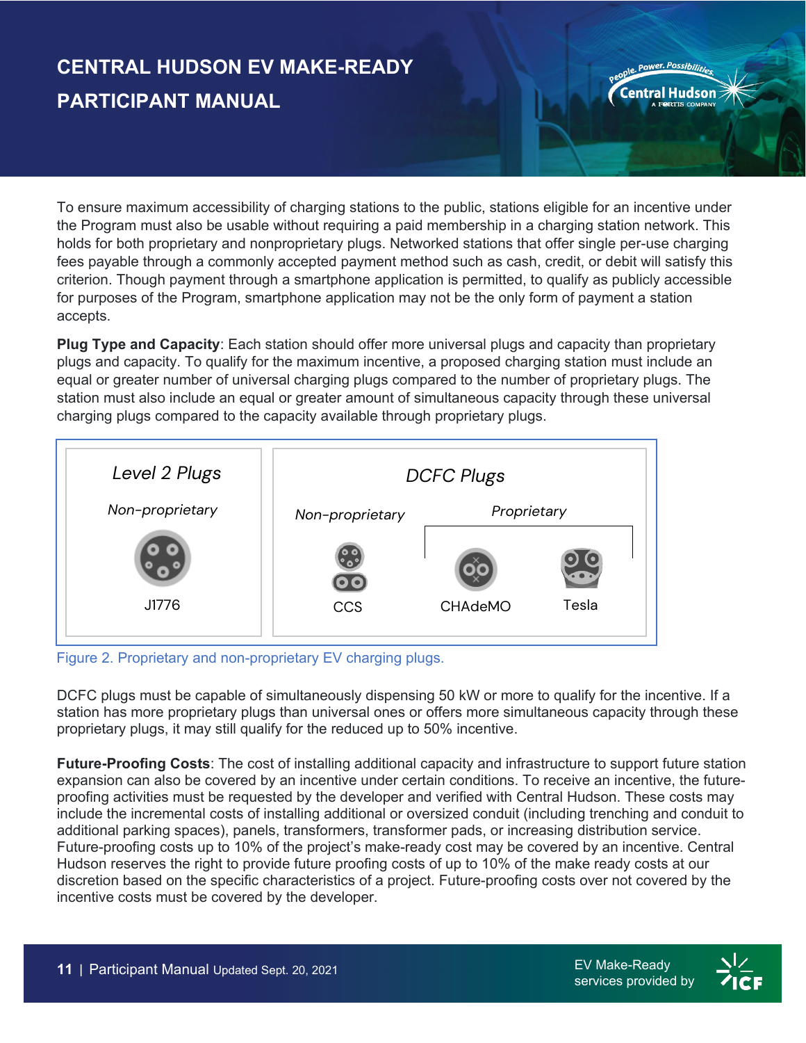To ensure maximum accessibility of charging stations to the public, stations eligible for an incentive under the Program must also be usable without requiring a paid membership in a charging station network. This holds for both proprietary and nonproprietary plugs. Networked stations that offer single per-use charging fees payable through a commonly accepted payment method such as cash, credit, or debit will satisfy this criterion. Though payment through a smartphone application is permitted, to qualify as publicly accessible for purposes of the Program, smartphone application may not be the only form of payment a station accepts.

**Plug Type and Capacity**: Each station should offer more universal plugs and capacity than proprietary plugs and capacity. To qualify for the maximum incentive, a proposed charging station must include an equal or greater number of universal charging plugs compared to the number of proprietary plugs. The station must also include an equal or greater amount of simultaneous capacity through these universal charging plugs compared to the capacity available through proprietary plugs.

| *Level 2 Plugs* | *DCFC Plugs* | | |
|---|---|---|---|
| *Non-proprietary* | *Non-proprietary* | *Proprietary* | |
| J1776 | CCS | CHAdeMO | Tesla |

Figure 2. Proprietary and non-proprietary EV charging plugs.

DCFC plugs must be capable of simultaneously dispensing 50 kW or more to qualify for the incentive. If a station has more proprietary plugs than universal ones or offers more simultaneous capacity through these proprietary plugs, it may still qualify for the reduced up to 50% incentive.

**Future-Proofing Costs**: The cost of installing additional capacity and infrastructure to support future station expansion can also be covered by an incentive under certain conditions. To receive an incentive, the future-proofing activities must be requested by the developer and verified with Central Hudson. These costs may include the incremental costs of installing additional or oversized conduit (including trenching and conduit to additional parking spaces), panels, transformers, transformer pads, or increasing distribution service. Future-proofing costs up to 10% of the project's make-ready cost may be covered by an incentive. Central Hudson reserves the right to provide future proofing costs of up to 10% of the make ready costs at our discretion based on the specific characteristics of a project. Future-proofing costs over not covered by the incentive costs must be covered by the developer.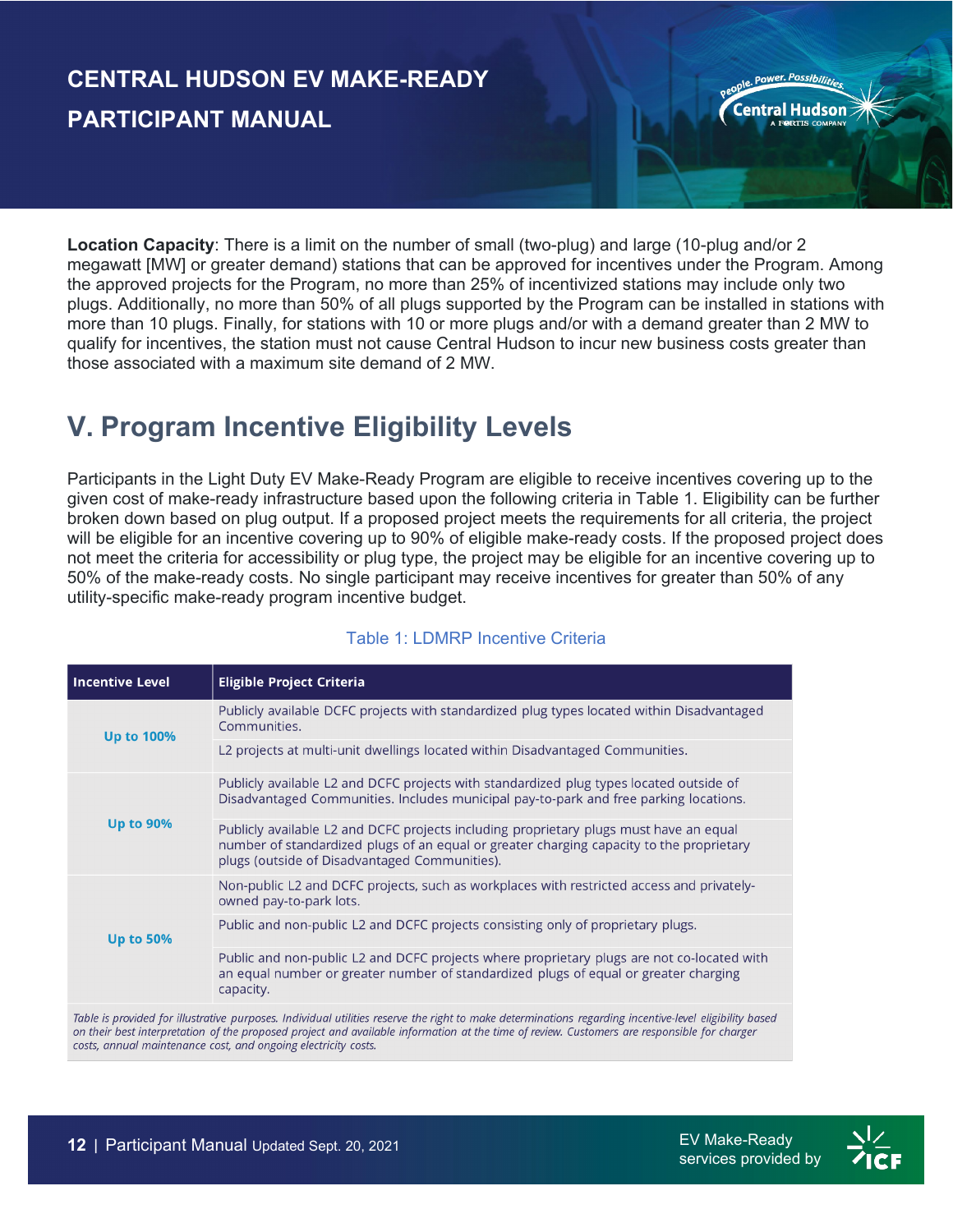**Location Capacity**: There is a limit on the number of small (two-plug) and large (10-plug and/or 2 megawatt [MW] or greater demand) stations that can be approved for incentives under the Program. Among the approved projects for the Program, no more than 25% of incentivized stations may include only two plugs. Additionally, no more than 50% of all plugs supported by the Program can be installed in stations with more than 10 plugs. Finally, for stations with 10 or more plugs and/or with a demand greater than 2 MW to qualify for incentives, the station must not cause Central Hudson to incur new business costs greater than those associated with a maximum site demand of 2 MW.

## V. Program Incentive Eligibility Levels

Participants in the Light Duty EV Make-Ready Program are eligible to receive incentives covering up to the given cost of make-ready infrastructure based upon the following criteria in Table 1. Eligibility can be further broken down based on plug output. If a proposed project meets the requirements for all criteria, the project will be eligible for an incentive covering up to 90% of eligible make-ready costs. If the proposed project does not meet the criteria for accessibility or plug type, the project may be eligible for an incentive covering up to 50% of the make-ready costs. No single participant may receive incentives for greater than 50% of any utility-specific make-ready program incentive budget.

Table 1: LDMRP Incentive Criteria

| Incentive Level | Eligible Project Criteria |
|---|---|
| Up to 100% | Publicly available DCFC projects with standardized plug types located within Disadvantaged Communities. |
| | L2 projects at multi-unit dwellings located within Disadvantaged Communities. |
| Up to 90% | Publicly available L2 and DCFC projects with standardized plug types located outside of Disadvantaged Communities. Includes municipal pay-to-park and free parking locations. |
| | Publicly available L2 and DCFC projects including proprietary plugs must have an equal number of standardized plugs of an equal or greater charging capacity to the proprietary plugs (outside of Disadvantaged Communities). |
| Up to 50% | Non-public L2 and DCFC projects, such as workplaces with restricted access and privately-owned pay-to-park lots. |
| | Public and non-public L2 and DCFC projects consisting only of proprietary plugs. |
| | Public and non-public L2 and DCFC projects where proprietary plugs are not co-located with an equal number or greater number of standardized plugs of equal or greater charging capacity. |

*Table is provided for illustrative purposes. Individual utilities reserve the right to make determinations regarding incentive-level eligibility based on their best interpretation of the proposed project and available information at the time of review. Customers are responsible for charger costs, annual maintenance cost, and ongoing electricity costs.*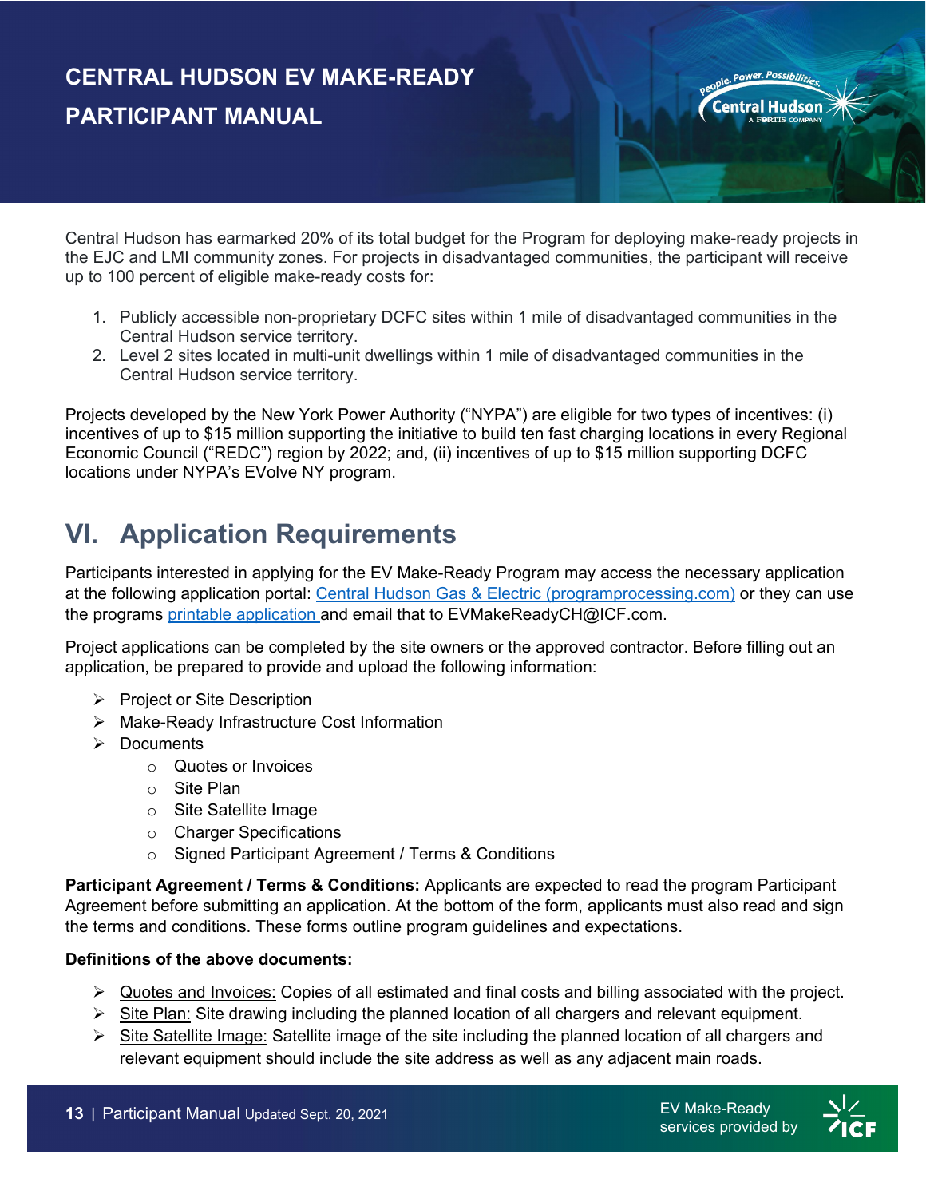Central Hudson has earmarked 20% of its total budget for the Program for deploying make-ready projects in the EJC and LMI community zones. For projects in disadvantaged communities, the participant will receive up to 100 percent of eligible make-ready costs for:

1. Publicly accessible non-proprietary DCFC sites within 1 mile of disadvantaged communities in the Central Hudson service territory.
2. Level 2 sites located in multi-unit dwellings within 1 mile of disadvantaged communities in the Central Hudson service territory.

Projects developed by the New York Power Authority ("NYPA") are eligible for two types of incentives: (i) incentives of up to $15 million supporting the initiative to build ten fast charging locations in every Regional Economic Council ("REDC") region by 2022; and, (ii) incentives of up to $15 million supporting DCFC locations under NYPA's EVolve NY program.

# VI. Application Requirements

Participants interested in applying for the EV Make-Ready Program may access the necessary application at the following application portal: [Central Hudson Gas & Electric (programprocessing.com)] or they can use the programs [printable application] and email that to EVMakeReadyCH@ICF.com.

Project applications can be completed by the site owners or the approved contractor. Before filling out an application, be prepared to provide and upload the following information:

- Project or Site Description
- Make-Ready Infrastructure Cost Information
- Documents
  - Quotes or Invoices
  - Site Plan
  - Site Satellite Image
  - Charger Specifications
  - Signed Participant Agreement / Terms & Conditions

**Participant Agreement / Terms & Conditions:** Applicants are expected to read the program Participant Agreement before submitting an application. At the bottom of the form, applicants must also read and sign the terms and conditions. These forms outline program guidelines and expectations.

**Definitions of the above documents:**

- Quotes and Invoices: Copies of all estimated and final costs and billing associated with the project.
- Site Plan: Site drawing including the planned location of all chargers and relevant equipment.
- Site Satellite Image: Satellite image of the site including the planned location of all chargers and relevant equipment should include the site address as well as any adjacent main roads.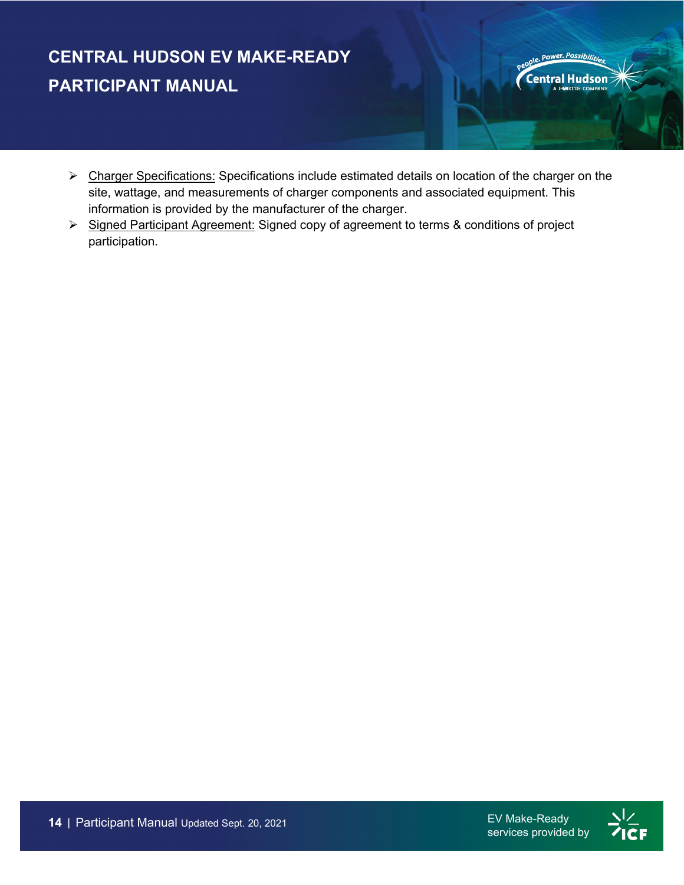- Charger Specifications: Specifications include estimated details on location of the charger on the site, wattage, and measurements of charger components and associated equipment. This information is provided by the manufacturer of the charger.
- Signed Participant Agreement: Signed copy of agreement to terms & conditions of project participation.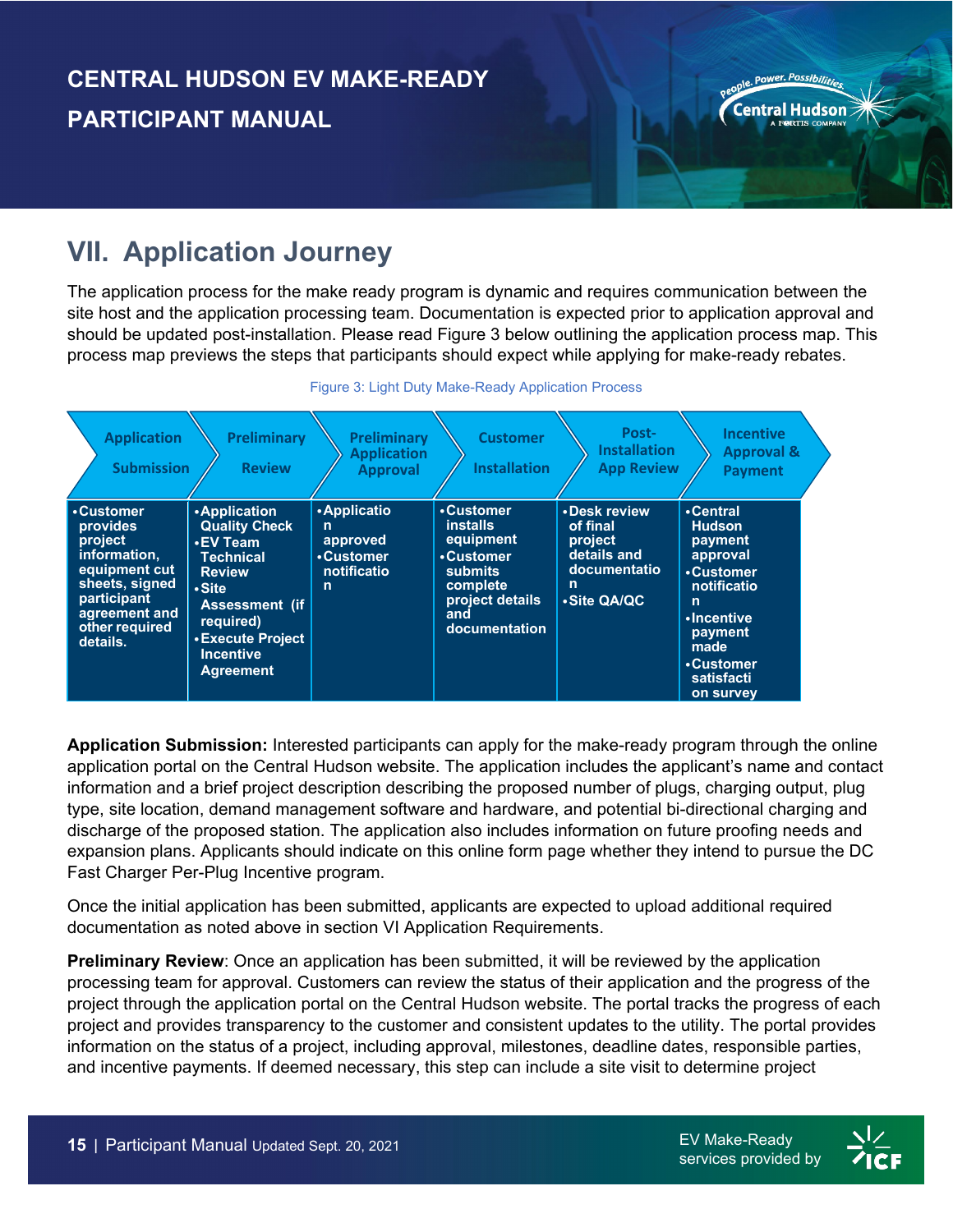# VII. Application Journey

The application process for the make ready program is dynamic and requires communication between the site host and the application processing team. Documentation is expected prior to application approval and should be updated post-installation. Please read Figure 3 below outlining the application process map. This process map previews the steps that participants should expect while applying for make-ready rebates.

Figure 3: Light Duty Make-Ready Application Process

| Application Submission | Preliminary Review | Preliminary Application Approval | Customer Installation | Post-Installation App Review | Incentive Approval & Payment |
|---|---|---|---|---|---|
| • Customer provides project information, equipment cut sheets, signed participant agreement and other required details. | • Application Quality Check<br>• EV Team Technical Review<br>• Site Assessment (if required)<br>• Execute Project Incentive Agreement | • Application approved<br>• Customer notification | • Customer installs equipment<br>• Customer submits complete project details and documentation | • Desk review of final project details and documentation<br>• Site QA/QC | • Central Hudson payment approval<br>• Customer notification<br>• Incentive payment made<br>• Customer satisfaction survey |

**Application Submission:** Interested participants can apply for the make-ready program through the online application portal on the Central Hudson website. The application includes the applicant's name and contact information and a brief project description describing the proposed number of plugs, charging output, plug type, site location, demand management software and hardware, and potential bi-directional charging and discharge of the proposed station. The application also includes information on future proofing needs and expansion plans. Applicants should indicate on this online form page whether they intend to pursue the DC Fast Charger Per-Plug Incentive program.

Once the initial application has been submitted, applicants are expected to upload additional required documentation as noted above in section VI Application Requirements.

**Preliminary Review**: Once an application has been submitted, it will be reviewed by the application processing team for approval. Customers can review the status of their application and the progress of the project through the application portal on the Central Hudson website. The portal tracks the progress of each project and provides transparency to the customer and consistent updates to the utility. The portal provides information on the status of a project, including approval, milestones, deadline dates, responsible parties, and incentive payments. If deemed necessary, this step can include a site visit to determine project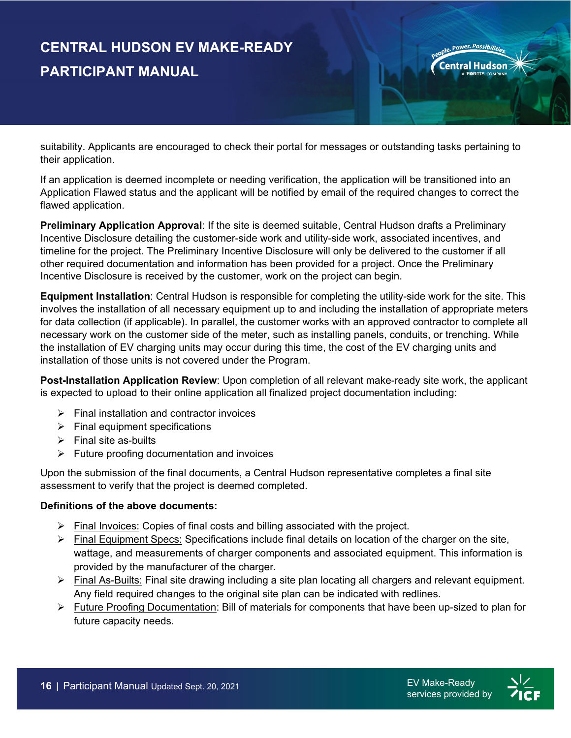suitability. Applicants are encouraged to check their portal for messages or outstanding tasks pertaining to their application.

If an application is deemed incomplete or needing verification, the application will be transitioned into an Application Flawed status and the applicant will be notified by email of the required changes to correct the flawed application.

**Preliminary Application Approval**: If the site is deemed suitable, Central Hudson drafts a Preliminary Incentive Disclosure detailing the customer-side work and utility-side work, associated incentives, and timeline for the project. The Preliminary Incentive Disclosure will only be delivered to the customer if all other required documentation and information has been provided for a project. Once the Preliminary Incentive Disclosure is received by the customer, work on the project can begin.

**Equipment Installation**: Central Hudson is responsible for completing the utility-side work for the site. This involves the installation of all necessary equipment up to and including the installation of appropriate meters for data collection (if applicable). In parallel, the customer works with an approved contractor to complete all necessary work on the customer side of the meter, such as installing panels, conduits, or trenching. While the installation of EV charging units may occur during this time, the cost of the EV charging units and installation of those units is not covered under the Program.

**Post-Installation Application Review**: Upon completion of all relevant make-ready site work, the applicant is expected to upload to their online application all finalized project documentation including:

- Final installation and contractor invoices
- Final equipment specifications
- Final site as-builts
- Future proofing documentation and invoices

Upon the submission of the final documents, a Central Hudson representative completes a final site assessment to verify that the project is deemed completed.

**Definitions of the above documents:**

- <u>Final Invoices:</u> Copies of final costs and billing associated with the project.
- <u>Final Equipment Specs:</u> Specifications include final details on location of the charger on the site, wattage, and measurements of charger components and associated equipment. This information is provided by the manufacturer of the charger.
- <u>Final As-Builts:</u> Final site drawing including a site plan locating all chargers and relevant equipment. Any field required changes to the original site plan can be indicated with redlines.
- <u>Future Proofing Documentation</u>: Bill of materials for components that have been up-sized to plan for future capacity needs.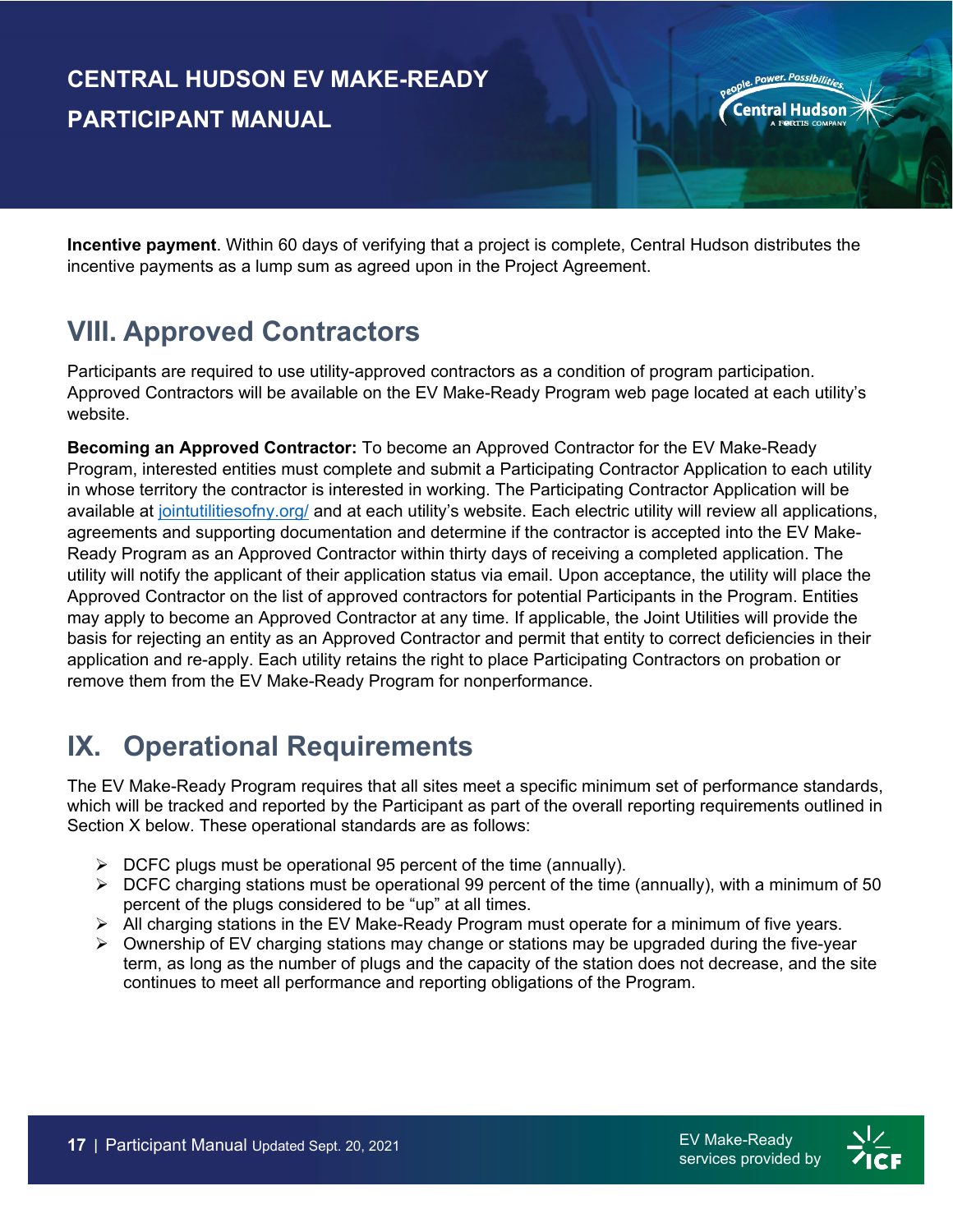**Incentive payment**. Within 60 days of verifying that a project is complete, Central Hudson distributes the incentive payments as a lump sum as agreed upon in the Project Agreement.

## VIII. Approved Contractors

Participants are required to use utility-approved contractors as a condition of program participation. Approved Contractors will be available on the EV Make-Ready Program web page located at each utility's website.

**Becoming an Approved Contractor:** To become an Approved Contractor for the EV Make-Ready Program, interested entities must complete and submit a Participating Contractor Application to each utility in whose territory the contractor is interested in working. The Participating Contractor Application will be available at [jointutilitiesofny.org/](jointutilitiesofny.org/) and at each utility's website. Each electric utility will review all applications, agreements and supporting documentation and determine if the contractor is accepted into the EV Make-Ready Program as an Approved Contractor within thirty days of receiving a completed application. The utility will notify the applicant of their application status via email. Upon acceptance, the utility will place the Approved Contractor on the list of approved contractors for potential Participants in the Program. Entities may apply to become an Approved Contractor at any time. If applicable, the Joint Utilities will provide the basis for rejecting an entity as an Approved Contractor and permit that entity to correct deficiencies in their application and re-apply. Each utility retains the right to place Participating Contractors on probation or remove them from the EV Make-Ready Program for nonperformance.

## IX. Operational Requirements

The EV Make-Ready Program requires that all sites meet a specific minimum set of performance standards, which will be tracked and reported by the Participant as part of the overall reporting requirements outlined in Section X below. These operational standards are as follows:

- DCFC plugs must be operational 95 percent of the time (annually).
- DCFC charging stations must be operational 99 percent of the time (annually), with a minimum of 50 percent of the plugs considered to be "up" at all times.
- All charging stations in the EV Make-Ready Program must operate for a minimum of five years.
- Ownership of EV charging stations may change or stations may be upgraded during the five-year term, as long as the number of plugs and the capacity of the station does not decrease, and the site continues to meet all performance and reporting obligations of the Program.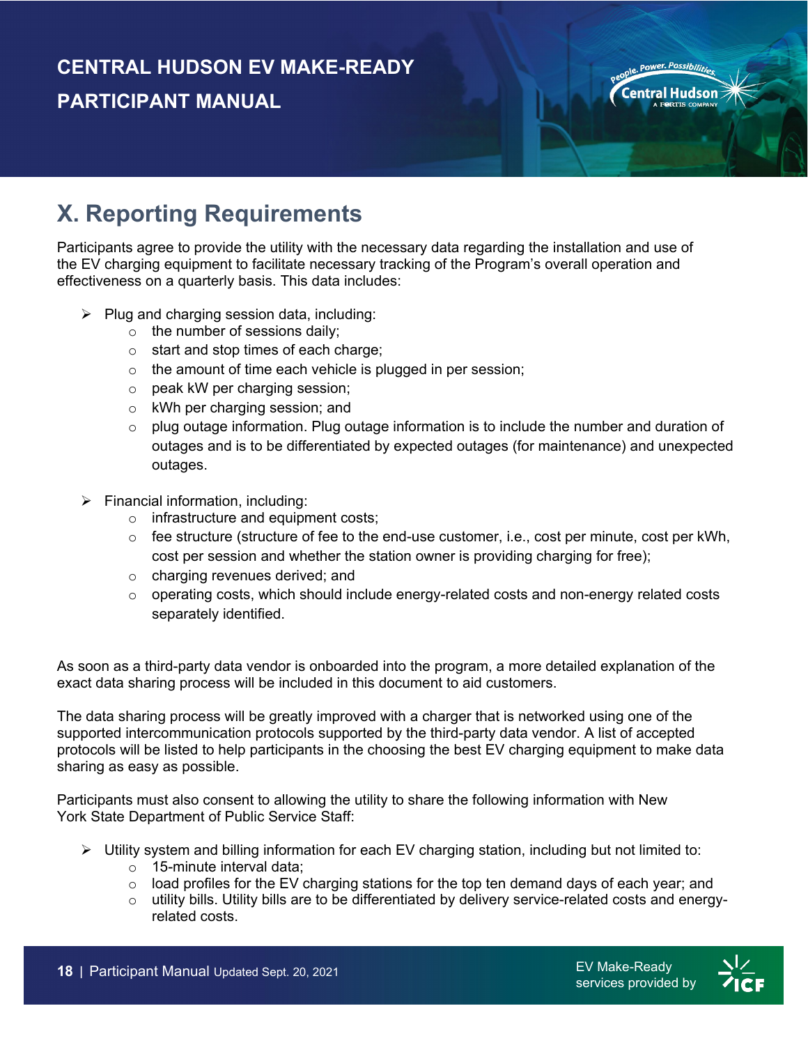## X. Reporting Requirements

Participants agree to provide the utility with the necessary data regarding the installation and use of the EV charging equipment to facilitate necessary tracking of the Program's overall operation and effectiveness on a quarterly basis. This data includes:

- Plug and charging session data, including:
  - the number of sessions daily;
  - start and stop times of each charge;
  - the amount of time each vehicle is plugged in per session;
  - peak kW per charging session;
  - kWh per charging session; and
  - plug outage information. Plug outage information is to include the number and duration of outages and is to be differentiated by expected outages (for maintenance) and unexpected outages.
- Financial information, including:
  - infrastructure and equipment costs;
  - fee structure (structure of fee to the end-use customer, i.e., cost per minute, cost per kWh, cost per session and whether the station owner is providing charging for free);
  - charging revenues derived; and
  - operating costs, which should include energy-related costs and non-energy related costs separately identified.

As soon as a third-party data vendor is onboarded into the program, a more detailed explanation of the exact data sharing process will be included in this document to aid customers.

The data sharing process will be greatly improved with a charger that is networked using one of the supported intercommunication protocols supported by the third-party data vendor. A list of accepted protocols will be listed to help participants in the choosing the best EV charging equipment to make data sharing as easy as possible.

Participants must also consent to allowing the utility to share the following information with New York State Department of Public Service Staff:

- Utility system and billing information for each EV charging station, including but not limited to:
  - 15-minute interval data;
  - load profiles for the EV charging stations for the top ten demand days of each year; and
  - utility bills. Utility bills are to be differentiated by delivery service-related costs and energy-related costs.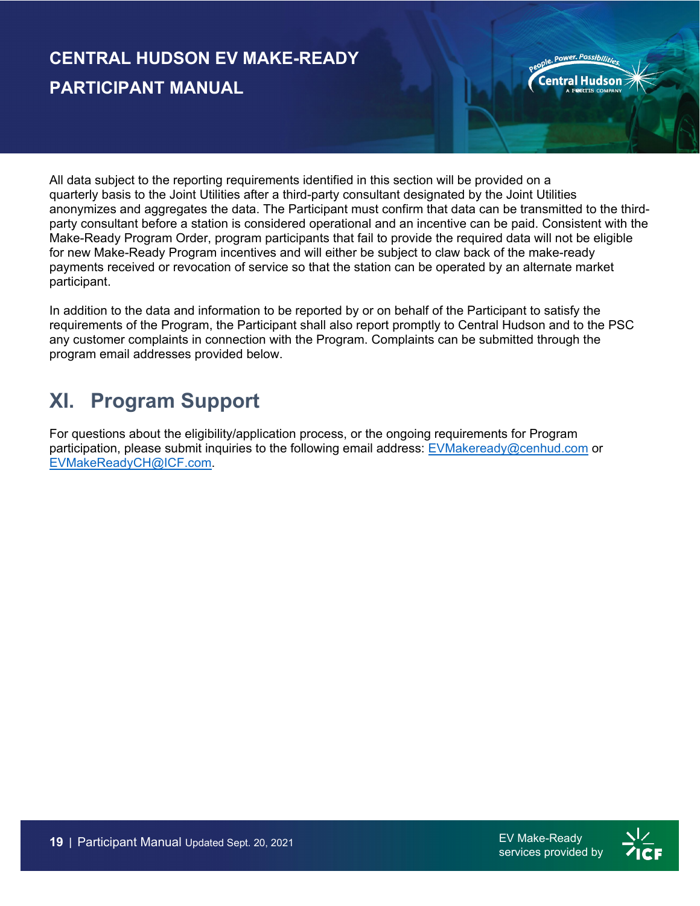All data subject to the reporting requirements identified in this section will be provided on a quarterly basis to the Joint Utilities after a third-party consultant designated by the Joint Utilities anonymizes and aggregates the data. The Participant must confirm that data can be transmitted to the third-party consultant before a station is considered operational and an incentive can be paid. Consistent with the Make-Ready Program Order, program participants that fail to provide the required data will not be eligible for new Make-Ready Program incentives and will either be subject to claw back of the make-ready payments received or revocation of service so that the station can be operated by an alternate market participant.

In addition to the data and information to be reported by or on behalf of the Participant to satisfy the requirements of the Program, the Participant shall also report promptly to Central Hudson and to the PSC any customer complaints in connection with the Program. Complaints can be submitted through the program email addresses provided below.

## XI. Program Support

For questions about the eligibility/application process, or the ongoing requirements for Program participation, please submit inquiries to the following email address: EVMakeready@cenhud.com or EVMakeReadyCH@ICF.com.